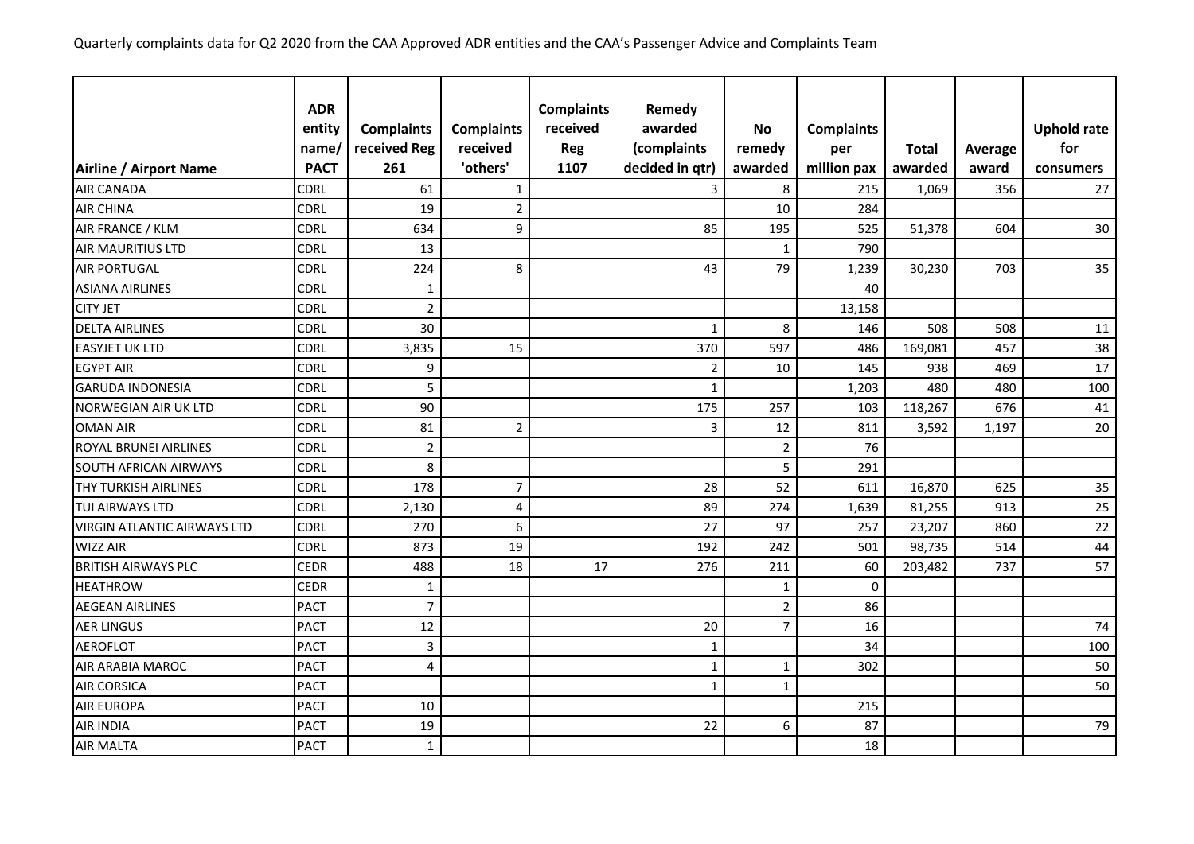Quarterly complaints data for Q2 2020 from the CAA Approved ADR entities and the CAA's Passenger Advice and Complaints Team

| Airline / Airport Name | ADR entity name/ PACT | Complaints received Reg 261 | Complaints received 'others' | Complaints received Reg 1107 | Remedy awarded (complaints decided in qtr) | No remedy awarded | Complaints per million pax | Total awarded | Average award | Uphold rate for consumers |
|---|---|---|---|---|---|---|---|---|---|---|
| AIR CANADA | CDRL | 61 | 1 | | 3 | 8 | 215 | 1,069 | 356 | 27 |
| AIR CHINA | CDRL | 19 | 2 | | | 10 | 284 | | | |
| AIR FRANCE / KLM | CDRL | 634 | 9 | | 85 | 195 | 525 | 51,378 | 604 | 30 |
| AIR MAURITIUS LTD | CDRL | 13 | | | | 1 | 790 | | | |
| AIR PORTUGAL | CDRL | 224 | 8 | | 43 | 79 | 1,239 | 30,230 | 703 | 35 |
| ASIANA AIRLINES | CDRL | 1 | | | | | 40 | | | |
| CITY JET | CDRL | 2 | | | | | 13,158 | | | |
| DELTA AIRLINES | CDRL | 30 | | | 1 | 8 | 146 | 508 | 508 | 11 |
| EASYJET UK LTD | CDRL | 3,835 | 15 | | 370 | 597 | 486 | 169,081 | 457 | 38 |
| EGYPT AIR | CDRL | 9 | | | 2 | 10 | 145 | 938 | 469 | 17 |
| GARUDA INDONESIA | CDRL | 5 | | | 1 | | 1,203 | 480 | 480 | 100 |
| NORWEGIAN AIR UK LTD | CDRL | 90 | | | 175 | 257 | 103 | 118,267 | 676 | 41 |
| OMAN AIR | CDRL | 81 | 2 | | 3 | 12 | 811 | 3,592 | 1,197 | 20 |
| ROYAL BRUNEI AIRLINES | CDRL | 2 | | | | 2 | 76 | | | |
| SOUTH AFRICAN AIRWAYS | CDRL | 8 | | | | 5 | 291 | | | |
| THY TURKISH AIRLINES | CDRL | 178 | 7 | | 28 | 52 | 611 | 16,870 | 625 | 35 |
| TUI AIRWAYS LTD | CDRL | 2,130 | 4 | | 89 | 274 | 1,639 | 81,255 | 913 | 25 |
| VIRGIN ATLANTIC AIRWAYS LTD | CDRL | 270 | 6 | | 27 | 97 | 257 | 23,207 | 860 | 22 |
| WIZZ AIR | CDRL | 873 | 19 | | 192 | 242 | 501 | 98,735 | 514 | 44 |
| BRITISH AIRWAYS PLC | CEDR | 488 | 18 | 17 | 276 | 211 | 60 | 203,482 | 737 | 57 |
| HEATHROW | CEDR | 1 | | | | 1 | 0 | | | |
| AEGEAN AIRLINES | PACT | 7 | | | | 2 | 86 | | | |
| AER LINGUS | PACT | 12 | | | 20 | 7 | 16 | | | 74 |
| AEROFLOT | PACT | 3 | | | 1 | | 34 | | | 100 |
| AIR ARABIA MAROC | PACT | 4 | | | 1 | 1 | 302 | | | 50 |
| AIR CORSICA | PACT | | | | 1 | 1 | | | | 50 |
| AIR EUROPA | PACT | 10 | | | | | 215 | | | |
| AIR INDIA | PACT | 19 | | | 22 | 6 | 87 | | | 79 |
| AIR MALTA | PACT | 1 | | | | | 18 | | | |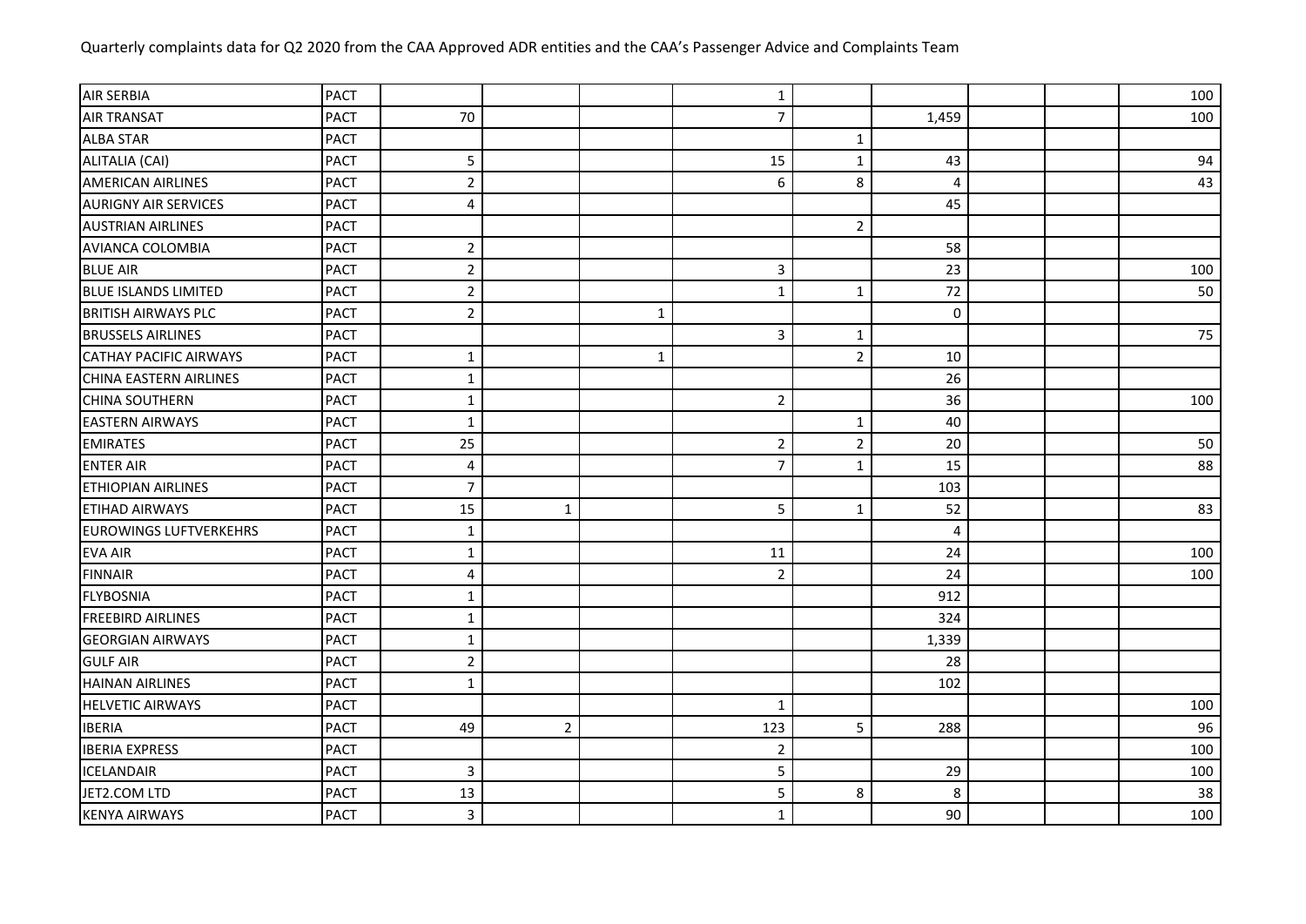Quarterly complaints data for Q2 2020 from the CAA Approved ADR entities and the CAA's Passenger Advice and Complaints Team

| | | | | | | | | | | |
|---|---|---|---|---|---|---|---|---|---|---|
| AIR SERBIA | PACT | | | | 1 | | | | | 100 |
| AIR TRANSAT | PACT | 70 | | | 7 | | 1,459 | | | 100 |
| ALBA STAR | PACT | | | | | 1 | | | | |
| ALITALIA (CAI) | PACT | 5 | | | 15 | 1 | 43 | | | 94 |
| AMERICAN AIRLINES | PACT | 2 | | | 6 | 8 | 4 | | | 43 |
| AURIGNY AIR SERVICES | PACT | 4 | | | | | 45 | | | |
| AUSTRIAN AIRLINES | PACT | | | | | 2 | | | | |
| AVIANCA COLOMBIA | PACT | 2 | | | | | 58 | | | |
| BLUE AIR | PACT | 2 | | | 3 | | 23 | | | 100 |
| BLUE ISLANDS LIMITED | PACT | 2 | | | 1 | 1 | 72 | | | 50 |
| BRITISH AIRWAYS PLC | PACT | 2 | | 1 | | | 0 | | | |
| BRUSSELS AIRLINES | PACT | | | | 3 | 1 | | | | 75 |
| CATHAY PACIFIC AIRWAYS | PACT | 1 | | 1 | | 2 | 10 | | | |
| CHINA EASTERN AIRLINES | PACT | 1 | | | | | 26 | | | |
| CHINA SOUTHERN | PACT | 1 | | | 2 | | 36 | | | 100 |
| EASTERN AIRWAYS | PACT | 1 | | | | 1 | 40 | | | |
| EMIRATES | PACT | 25 | | | 2 | 2 | 20 | | | 50 |
| ENTER AIR | PACT | 4 | | | 7 | 1 | 15 | | | 88 |
| ETHIOPIAN AIRLINES | PACT | 7 | | | | | 103 | | | |
| ETIHAD AIRWAYS | PACT | 15 | 1 | | 5 | 1 | 52 | | | 83 |
| EUROWINGS LUFTVERKEHRS | PACT | 1 | | | | | 4 | | | |
| EVA AIR | PACT | 1 | | | 11 | | 24 | | | 100 |
| FINNAIR | PACT | 4 | | | 2 | | 24 | | | 100 |
| FLYBOSNIA | PACT | 1 | | | | | 912 | | | |
| FREEBIRD AIRLINES | PACT | 1 | | | | | 324 | | | |
| GEORGIAN AIRWAYS | PACT | 1 | | | | | 1,339 | | | |
| GULF AIR | PACT | 2 | | | | | 28 | | | |
| HAINAN AIRLINES | PACT | 1 | | | | | 102 | | | |
| HELVETIC AIRWAYS | PACT | | | | 1 | | | | | 100 |
| IBERIA | PACT | 49 | 2 | | 123 | 5 | 288 | | | 96 |
| IBERIA EXPRESS | PACT | | | | 2 | | | | | 100 |
| ICELANDAIR | PACT | 3 | | | 5 | | 29 | | | 100 |
| JET2.COM LTD | PACT | 13 | | | 5 | 8 | 8 | | | 38 |
| KENYA AIRWAYS | PACT | 3 | | | 1 | | 90 | | | 100 |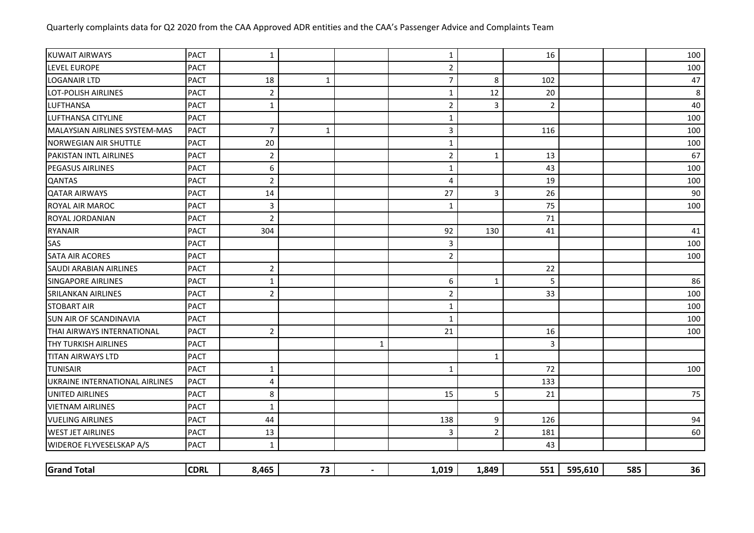| | | | | | | | | | | |
|---|---|---|---|---|---|---|---|---|---|---|
| KUWAIT AIRWAYS | PACT | 1 | | | 1 | | 16 | | | 100 |
| LEVEL EUROPE | PACT | | | | 2 | | | | | 100 |
| LOGANAIR LTD | PACT | 18 | 1 | | 7 | 8 | 102 | | | 47 |
| LOT-POLISH AIRLINES | PACT | 2 | | | 1 | 12 | 20 | | | 8 |
| LUFTHANSA | PACT | 1 | | | 2 | 3 | 2 | | | 40 |
| LUFTHANSA CITYLINE | PACT | | | | 1 | | | | | 100 |
| MALAYSIAN AIRLINES SYSTEM-MAS | PACT | 7 | 1 | | 3 | | 116 | | | 100 |
| NORWEGIAN AIR SHUTTLE | PACT | 20 | | | 1 | | | | | 100 |
| PAKISTAN INTL AIRLINES | PACT | 2 | | | 2 | 1 | 13 | | | 67 |
| PEGASUS AIRLINES | PACT | 6 | | | 1 | | 43 | | | 100 |
| QANTAS | PACT | 2 | | | 4 | | 19 | | | 100 |
| QATAR AIRWAYS | PACT | 14 | | | 27 | 3 | 26 | | | 90 |
| ROYAL AIR MAROC | PACT | 3 | | | 1 | | 75 | | | 100 |
| ROYAL JORDANIAN | PACT | 2 | | | | | 71 | | | |
| RYANAIR | PACT | 304 | | | 92 | 130 | 41 | | | 41 |
| SAS | PACT | | | | 3 | | | | | 100 |
| SATA AIR ACORES | PACT | | | | 2 | | | | | 100 |
| SAUDI ARABIAN AIRLINES | PACT | 2 | | | | | 22 | | | |
| SINGAPORE AIRLINES | PACT | 1 | | | 6 | 1 | 5 | | | 86 |
| SRILANKAN AIRLINES | PACT | 2 | | | 2 | | 33 | | | 100 |
| STOBART AIR | PACT | | | | 1 | | | | | 100 |
| SUN AIR OF SCANDINAVIA | PACT | | | | 1 | | | | | 100 |
| THAI AIRWAYS INTERNATIONAL | PACT | 2 | | | 21 | | 16 | | | 100 |
| THY TURKISH AIRLINES | PACT | | | 1 | | | 3 | | | |
| TITAN AIRWAYS LTD | PACT | | | | | 1 | | | | |
| TUNISAIR | PACT | 1 | | | 1 | | 72 | | | 100 |
| UKRAINE INTERNATIONAL AIRLINES | PACT | 4 | | | | | 133 | | | |
| UNITED AIRLINES | PACT | 8 | | | 15 | 5 | 21 | | | 75 |
| VIETNAM AIRLINES | PACT | 1 | | | | | | | | |
| VUELING AIRLINES | PACT | 44 | | | 138 | 9 | 126 | | | 94 |
| WEST JET AIRLINES | PACT | 13 | | | 3 | 2 | 181 | | | 60 |
| WIDEROE FLYVESELSKAP A/S | PACT | 1 | | | | | 43 | | | |
| **Grand Total** | **CDRL** | **8,465** | **73** | **-** | **1,019** | **1,849** | **551** | **595,610** | **585** | **36** |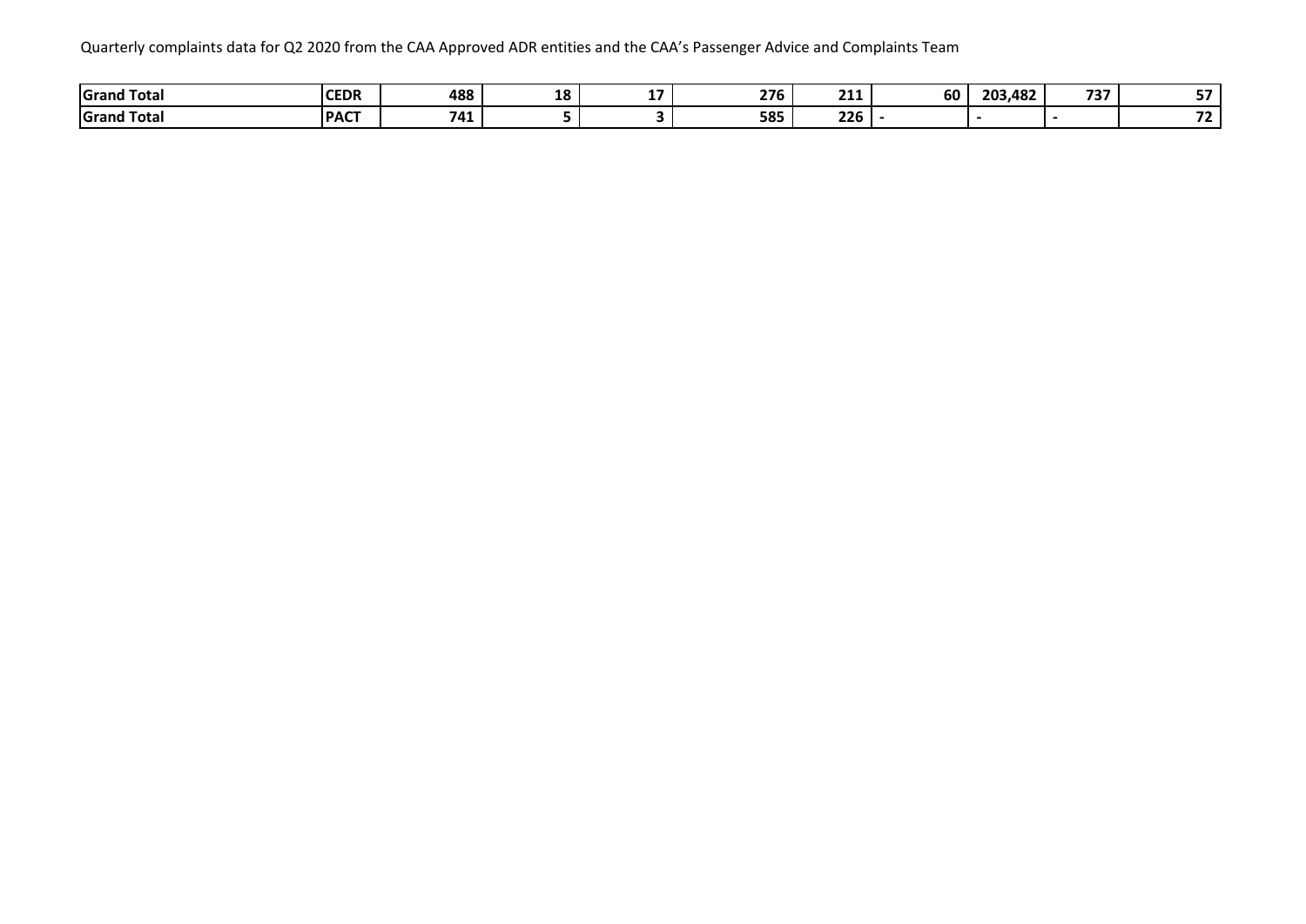Quarterly complaints data for Q2 2020 from the CAA Approved ADR entities and the CAA's Passenger Advice and Complaints Team

| | | | | | | | | | | |
|---|---|---|---|---|---|---|---|---|---|---|
| **Grand Total** | **CEDR** | **488** | **18** | **17** | **276** | **211** | **60** | **203,482** | **737** | **57** |
| **Grand Total** | **PACT** | **741** | **5** | **3** | **585** | **226** | **-** | **-** | **-** | **72** |